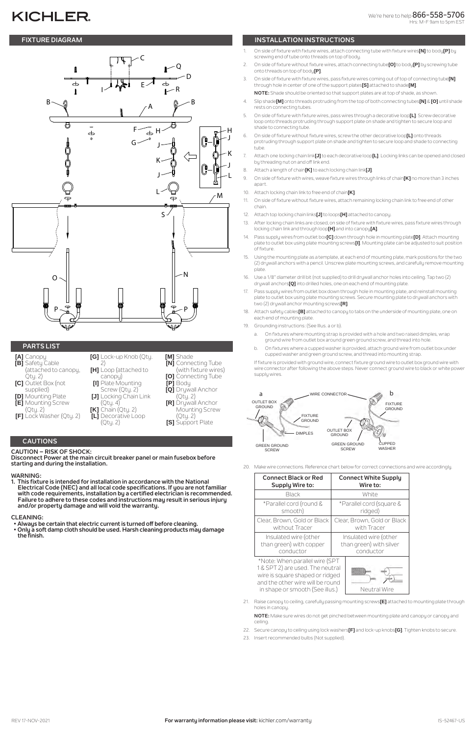KICHLER

We're here to help 866-558-5706
Hrs: M-F 9am to 5pm EST

## FIXTURE DIAGRAM

## PARTS LIST

- **[A]** Canopy
- **[B]** Safety Cable (attached to canopy, Qty. 2)
- **[C]** Outlet Box (not supplied)
- **[D]** Mounting Plate
- **[E]** Mounting Screw (Qty. 2)
- **[F]** Lock Washer (Qty. 2)
- **[G]** Lock-up Knob (Qty. 2)
- **[H]** Loop (attached to canopy)
- **[I]** Plate Mounting Screw (Qty. 2)
- **[J]** Locking Chain Link (Qty. 4)
- **[K]** Chain (Qty. 2)
- **[L]** Decorative Loop (Qty. 2)
- **[M]** Shade
- **[N]** Connecting Tube (with fixture wires)
- **[O]** Connecting Tube
- **[P]** Body
- **[Q]** Drywall Anchor (Qty. 2)
- **[R]** Drywall Anchor Mounting Screw (Qty. 2)
- **[S]** Support Plate

## CAUTIONS

**CAUTION – RISK OF SHOCK:**
**Disconnect Power at the main circuit breaker panel or main fusebox before starting and during the installation.**

**WARNING:**
1. **This fixture is intended for installation in accordance with the National Electrical Code (NEC) and all local code specifications. If you are not familiar with code requirements, installation by a certified electrician is recommended. Failure to adhere to these codes and instructions may result in serious injury and/or property damage and will void the warranty.**

**CLEANING:**
- **Always be certain that electric current is turned off before cleaning.**
- **Only a soft damp cloth should be used. Harsh cleaning products may damage the finish.**

## INSTALLATION INSTRUCTIONS

1. On side of fixture with fixture wires, attach connecting tube with fixture wires**[N]** to body**[P]** by screwing end of tube onto threads on top of body.
2. On side of fixture without fixture wires, attach connecting tube**[O]** to body**[P]** by screwing tube onto threads on top of body**[P]**.
3. On side of fixture with fixture wires, pass fixture wires coming out of top of connecting tube**[N]** through hole in center of one of the support plates**[S]** attached to shade**[M]**.
   **NOTE:** Shade should be oriented so that support plates are at top of shade, as shown.
4. Slip shade**[M]** onto threads protruding from the top of both connecting tubes**[N]** & **[O]** until shade rests on connecting tubes.
5. On side of fixture with fixture wires, pass wires through a decorative loop**[L]**. Screw decorative loop onto threads protruding through support plate on shade and tighten to secure loop and shade to connecting tube.
6. On side of fixture without fixture wires, screw the other decorative loop**[L]** onto threads protruding through support plate on shade and tighten to secure loop and shade to connecting tube.
7. Attach one locking chain link**[J]** to each decorative loop**[L]**. Locking links can be opened and closed by threading nut on and off link end.
8. Attach a length of chain**[K]** to each locking chain link**[J]**.
9. On side of fixture with wires, weave fixture wires through links of chain**[K]** no more than 3 inches apart.
10. Attach locking chain link to free end of chain**[K]**.
11. On side of fixture without fixture wires, attach remaining locking chain link to free end of other chain.
12. Attach top locking chain links**[J]** to loops**[H]** attached to canopy.
13. After locking chain links are closed, on side of fixture with fixture wires, pass fixture wires through locking chain link and through loop**[H]** and into canopy**[A]**.
14. Pass supply wires from outlet box**[C]** down through hole in mounting plate**[D]**. Attach mounting plate to outlet box using plate mounting screws**[I]**. Mounting plate can be adjusted to suit position of fixture.
15. Using the mounting plate as a template, at each end of mounting plate, mark positions for the two (2) drywall anchors with a pencil. Unscrew plate mounting screws, and carefully remove mounting plate.
16. Use a 1/8" diameter drill bit (not supplied) to drill drywall anchor holes into ceiling. Tap two (2) drywall anchors**[Q]** into drilled holes, one on each end of mounting plate.
17. Pass supply wires from outlet box down through hole in mounting plate, and reinstall mounting plate to outlet box using plate mounting screws. Secure mounting plate to drywall anchors with two (2) drywall anchor mounting screws**[R]**.
18. Attach safety cables**[B]** attached to canopy to tabs on the underside of mounting plate, one on each end of mounting plate.
19. Grounding instructions: (See Illus. a or b).
    a. On fixtures where mounting strap is provided with a hole and two raised dimples, wrap ground wire from outlet box around green ground screw, and thread into hole.
    b. On fixtures where a cupped washer is provided, attach ground wire from outlet box under cupped washer and green ground screw, and thread into mounting strap.

    If fixture is provided with ground wire, connect fixture ground wire to outlet box ground wire with wire connector after following the above steps. Never connect ground wire to black or white power supply wires.

20. Make wire connections. Reference chart below for correct connections and wire accordingly.

| Connect Black or Red Supply Wire to: | Connect White Supply Wire to: |
|---|---|
| Black | White |
| *Parallel cord (round & smooth) | *Parallel cord (square & ridged) |
| Clear, Brown, Gold or Black without Tracer | Clear, Brown, Gold or Black with Tracer |
| Insulated wire (other than green) with copper conductor | Insulated wire (other than green) with silver conductor |

*Note: When parallel wire (SPT 1 & SPT 2) are used. The neutral wire is square shaped or ridged and the other wire will be round in shape or smooth (See illus.)

Neutral Wire

21. Raise canopy to ceiling, carefully passing mounting screws**[E]** attached to mounting plate through holes in canopy.
    **NOTE:** Make sure wires do not get pinched between mounting plate and canopy or canopy and ceiling.
22. Secure canopy to ceiling using lock washers**[F]** and lock-up knobs**[G]**. Tighten knobs to secure.
23. Insert recommended bulbs (Not supplied).

REV 17-NOV-2021

**For warranty information please visit:** kichler.com/warranty

IS-52467-US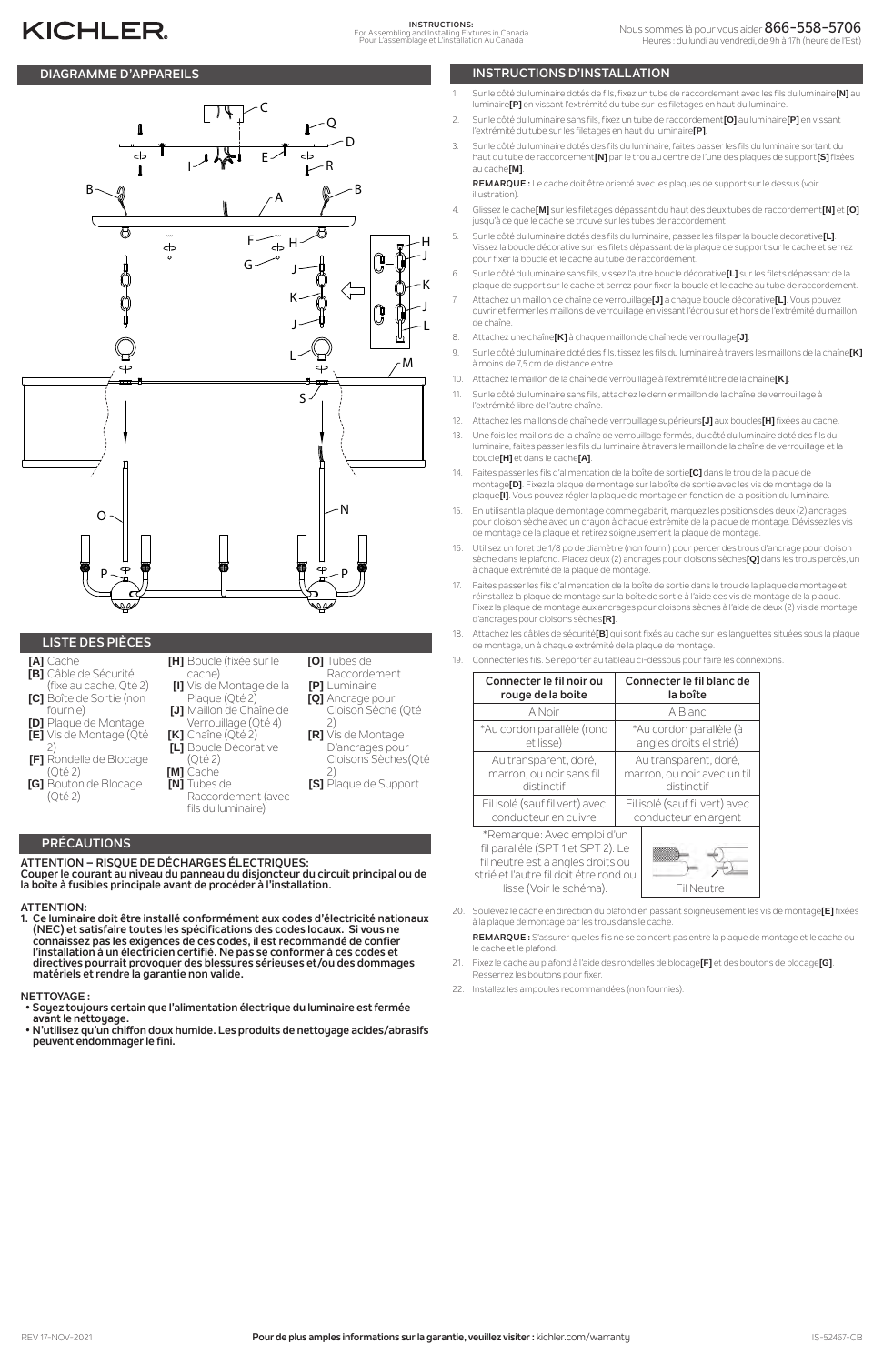KICHLER

**INSTRUCTIONS:**
For Assembling and Installing Fixtures in Canada
Pour L'assemblage et L'installation Au Canada

Nous sommes là pour vous aider **866-558-5706**
Heures : du lundi au vendredi, de 9h à 17h (heure de l'Est)

## DIAGRAMME D'APPAREILS

## LISTE DES PIÈCES

**[A]** Cache
**[B]** Câble de Sécurité (fixé au cache, Qté 2)
**[C]** Boîte de Sortie (non fournie)
**[D]** Plaque de Montage
**[E]** Vis de Montage (Qté 2)
**[F]** Rondelle de Blocage (Qté 2)
**[G]** Bouton de Blocage (Qté 2)
**[H]** Boucle (fixée sur le cache)
**[I]** Vis de Montage de la Plaque (Qté 2)
**[J]** Maillon de Chaîne de Verrouillage (Qté 4)
**[K]** Chaîne (Qté 2)
**[L]** Boucle Décorative (Qté 2)
**[M]** Cache
**[N]** Tubes de Raccordement (avec fils du luminaire)
**[O]** Tubes de Raccordement
**[P]** Luminaire
**[Q]** Ancrage pour Cloison Sèche (Qté 2)
**[R]** Vis de Montage D'ancrages pour Cloisons Sèches(Qté 2)
**[S]** Plaque de Support

## PRÉCAUTIONS

**ATTENTION – RISQUE DE DÉCHARGES ÉLECTRIQUES:**
**Couper le courant au niveau du panneau du disjoncteur du circuit principal ou de la boîte à fusibles principale avant de procéder à l'installation.**

**ATTENTION:**
1. **Ce luminaire doit être installé conformément aux codes d'électricité nationaux (NEC) et satisfaire toutes les spécifications des codes locaux. Si vous ne connaissez pas les exigences de ces codes, il est recommandé de confier l'installation à un électricien certifié. Ne pas se conformer à ces codes et directives pourrait provoquer des blessures sérieuses et/ou des dommages matériels et rendre la garantie non valide.**

**NETTOYAGE :**
- **Soyez toujours certain que l'alimentation électrique du luminaire est fermée avant le nettoyage.**
- **N'utilisez qu'un chiffon doux humide. Les produits de nettoyage acides/abrasifs peuvent endommager le fini.**

## INSTRUCTIONS D'INSTALLATION

1. Sur le côté du luminaire dotés de fils, fixez un tube de raccordement avec les fils du luminaire**[N]** au luminaire**[P]** en vissant l'extrémité du tube sur les filetages en haut du luminaire.
2. Sur le côté du luminaire sans fils, fixez un tube de raccordement**[O]** au luminaire**[P]** en vissant l'extrémité du tube sur les filetages en haut du luminaire**[P]**.
3. Sur le côté du luminaire dotés des fils du luminaire, faites passer les fils du luminaire sortant du haut du tube de raccordement**[N]** par le trou au centre de l'une des plaques de support**[S]** fixées au cache**[M]**.

   **REMARQUE :** Le cache doit être orienté avec les plaques de support sur le dessus (voir illustration).
4. Glissez le cache**[M]** sur les filetages dépassant du haut des deux tubes de raccordement**[N]** et **[O]** jusqu'à ce que le cache se trouve sur les tubes de raccordement.
5. Sur le côté du luminaire dotés des fils du luminaire, passez les fils par la boucle décorative**[L]**. Vissez la boucle décorative sur les filets dépassant de la plaque de support sur le cache et serrez pour fixer la boucle et le cache au tube de raccordement.
6. Sur le côté du luminaire sans fils, vissez l'autre boucle décorative**[L]** sur les filets dépassant de la plaque de support sur le cache et serrez pour fixer la boucle et le cache au tube de raccordement.
7. Attachez un maillon de chaîne de verrouillage**[J]** à chaque boucle décorative**[L]**. Vous pouvez ouvrir et fermer les maillons de verrouillage en vissant l'écrou sur et hors de l'extrémité du maillon de chaîne.
8. Attachez une chaîne**[K]** à chaque maillon de chaîne de verrouillage**[J]**.
9. Sur le côté du luminaire doté des fils, tissez les fils du luminaire à travers les maillons de la chaîne**[K]** à moins de 7,5 cm de distance entre.
10. Attachez le maillon de la chaîne de verrouillage à l'extrémité libre de la chaîne**[K]**.
11. Sur le côté du luminaire sans fils, attachez le dernier maillon de la chaîne de verrouillage à l'extrémité libre de l'autre chaîne.
12. Attachez les maillons de chaîne de verrouillage supérieurs**[J]** aux boucles**[H]** fixées au cache.
13. Une fois les maillons de la chaîne de verrouillage fermés, du côté du luminaire doté des fils du luminaire, faites passer les fils du luminaire à travers le maillon de la chaîne de verrouillage et la boucle**[H]** et dans le cache**[A]**.
14. Faites passer les fils d'alimentation de la boîte de sortie**[C]** dans le trou de la plaque de montage**[D]**. Fixez la plaque de montage sur la boîte de sortie avec les vis de montage de la plaque**[I]**. Vous pouvez régler la plaque de montage en fonction de la position du luminaire.
15. En utilisant la plaque de montage comme gabarit, marquez les positions des deux (2) ancrages pour cloison sèche avec un crayon à chaque extrémité de la plaque de montage. Dévissez les vis de montage de la plaque et retirez soigneusement la plaque de montage.
16. Utilisez un foret de 1/8 po de diamètre (non fourni) pour percer des trous d'ancrage pour cloison sèche dans le plafond. Placez deux (2) ancrages pour cloisons sèches**[Q]** dans les trous percés, un à chaque extrémité de la plaque de montage.
17. Faites passer les fils d'alimentation de la boîte de sortie dans le trou de la plaque de montage et réinstallez la plaque de montage sur la boîte de sortie à l'aide des vis de montage de la plaque. Fixez la plaque de montage aux ancrages pour cloisons sèches à l'aide de deux (2) vis de montage d'ancrages pour cloisons sèches**[R]**.
18. Attachez les câbles de sécurité**[B]** qui sont fixés au cache sur les languettes situées sous la plaque de montage, un à chaque extrémité de la plaque de montage.
19. Connecter les fils. Se reporter au tableau ci-dessous pour faire les connexions.

| Connecter le fil noir ou rouge de la boite | Connecter le fil blanc de la boîte |
|---|---|
| A Noir | A Blanc |
| *Au cordon parallèle (rond et lisse) | *Au cordon parallèle (à angles droits et strié) |
| Au transparent, doré, marron, ou noir sans fil distinctif | Au transparent, doré, marron, ou noir avec un til distinctif |
| Fil isolé (sauf fil vert) avec conducteur en cuivre | Fil isolé (sauf fil vert) avec conducteur en argent |

*Remarque: Avec emploi d'un fil parallèle (SPT 1 et SPT 2). Le fil neutre est à angles droits ou strié et l'autre fil doit être rond ou lisse (Voir le schéma).

Fil Neutre

20. Soulevez le cache en direction du plafond en passant soigneusement les vis de montage**[E]** fixées à la plaque de montage par les trous dans le cache.

    **REMARQUE :** S'assurer que les fils ne se coincent pas entre la plaque de montage et le cache ou le cache et le plafond.
21. Fixez le cache au plafond à l'aide des rondelles de blocage**[F]** et des boutons de blocage**[G]**. Resserrez les boutons pour fixer.
22. Installez les ampoules recommandées (non fournies).

REV 17-NOV-2021

**Pour de plus amples informations sur la garantie, veuillez visiter :** kichler.com/warranty

IS-52467-CB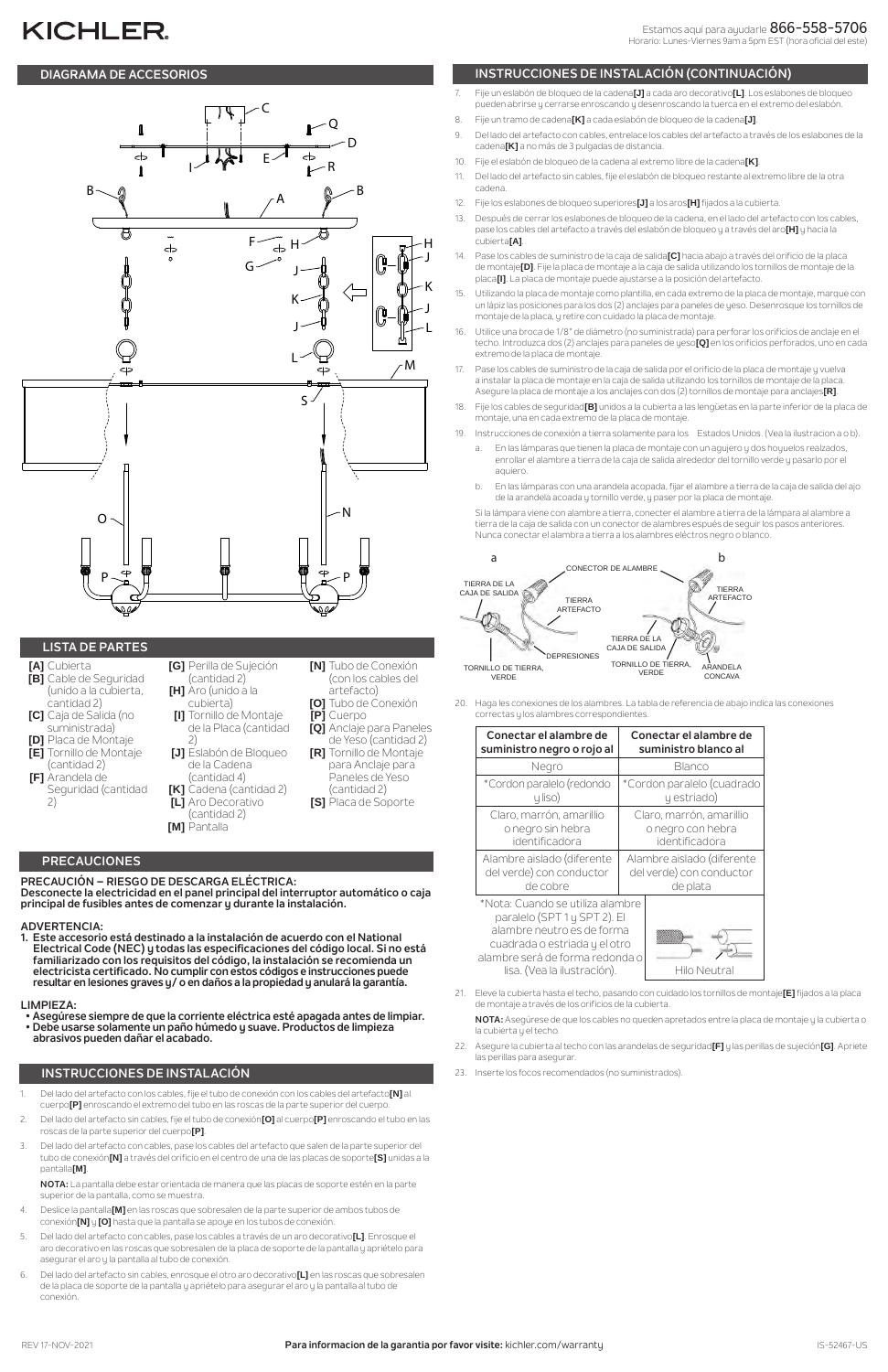KICHLER

Estamos aquí para ayudarle 866-558-5706
Horario: Lunes-Viernes 9am a 5pm EST (hora oficial del este)

## DIAGRAMA DE ACCESORIOS

## LISTA DE PARTES

**[A]** Cubierta
**[B]** Cable de Seguridad (unido a la cubierta, cantidad 2)
**[C]** Caja de Salida (no suministrada)
**[D]** Placa de Montaje
**[E]** Tornillo de Montaje (cantidad 2)
**[F]** Arandela de Seguridad (cantidad 2)
**[G]** Perilla de Sujeción (cantidad 2)
**[H]** Aro (unido a la cubierta)
**[I]** Tornillo de Montaje de la Placa (cantidad 2)
**[J]** Eslabón de Bloqueo de la Cadena (cantidad 4)
**[K]** Cadena (cantidad 2)
**[L]** Aro Decorativo (cantidad 2)
**[M]** Pantalla
**[N]** Tubo de Conexión (con los cables del artefacto)
**[O]** Tubo de Conexión
**[P]** Cuerpo
**[Q]** Anclaje para Paneles de Yeso (cantidad 2)
**[R]** Tornillo de Montaje para Anclaje para Paneles de Yeso (cantidad 2)
**[S]** Placa de Soporte

## PRECAUCIONES

**PRECAUCIÓN – RIESGO DE DESCARGA ELÉCTRICA:**
**Desconecte la electricidad en el panel principal del interruptor automático o caja principal de fusibles antes de comenzar y durante la instalación.**

**ADVERTENCIA:**
**1. Este accesorio está destinado a la instalación de acuerdo con el National Electrical Code (NEC) y todas las especificaciones del código local. Si no está familiarizado con los requisitos del código, la instalación se recomienda un electricista certificado. No cumplir con estos códigos e instrucciones puede resultar en lesiones graves y/ o en daños a la propiedad y anulará la garantía.**

**LIMPIEZA:**
- **Asegúrese siempre de que la corriente eléctrica esté apagada antes de limpiar.**
- **Debe usarse solamente un paño húmedo y suave. Productos de limpieza abrasivos pueden dañar el acabado.**

## INSTRUCCIONES DE INSTALACIÓN

1. Del lado del artefacto con los cables, fije el tubo de conexión con los cables del artefacto**[N]** al cuerpo**[P]** enroscando el extremo del tubo en las roscas de la parte superior del cuerpo.
2. Del lado del artefacto sin cables, fije el tubo de conexión**[O]** al cuerpo**[P]** enroscando el tubo en las roscas de la parte superior del cuerpo**[P]**.
3. Del lado del artefacto con cables, pase los cables del artefacto que salen de la parte superior del tubo de conexión**[N]** a través del orificio en el centro de una de las placas de soporte**[S]** unidas a la pantalla**[M]**.

   **NOTA:** La pantalla debe estar orientada de manera que las placas de soporte estén en la parte superior de la pantalla, como se muestra.
4. Deslice la pantalla**[M]** en las roscas que sobresalen de la parte superior de ambos tubos de conexión**[N]** y **[O]** hasta que la pantalla se apoye en los tubos de conexión.
5. Del lado del artefacto con cables, pase los cables a través de un aro decorativo**[L]**. Enrosque el aro decorativo en las roscas que sobresalen de la placa de soporte de la pantalla y apriételo para asegurar el aro y la pantalla al tubo de conexión.
6. Del lado del artefacto sin cables, enrosque el otro aro decorativo**[L]** en las roscas que sobresalen de la placa de soporte de la pantalla y apriételo para asegurar el aro y la pantalla al tubo de conexión.

## INSTRUCCIONES DE INSTALACIÓN (CONTINUACIÓN)

7. Fije un eslabón de bloqueo de la cadena**[J]** a cada aro decorativo**[L]**. Los eslabones de bloqueo pueden abrirse y cerrarse enroscando y desenroscando la tuerca en el extremo del eslabón.
8. Fije un tramo de cadena**[K]** a cada eslabón de bloqueo de la cadena**[J]**.
9. Del lado del artefacto con cables, entrelace los cables del artefacto a través de los eslabones de la cadena**[K]** a no más de 3 pulgadas de distancia.
10. Fije el eslabón de bloqueo de la cadena al extremo libre de la cadena**[K]**.
11. Del lado del artefacto sin cables, fije el eslabón de bloqueo restante al extremo libre de la otra cadena.
12. Fije los eslabones de bloqueo superiores**[J]** a los aros**[H]** fijados a la cubierta.
13. Después de cerrar los eslabones de bloqueo de la cadena, en el lado del artefacto con los cables, pase los cables del artefacto a través del eslabón de bloqueo y a través del aro**[H]** y hacia la cubierta**[A]**.
14. Pase los cables de suministro de la caja de salida**[C]** hacia abajo a través del orificio de la placa de montaje**[D]**. Fije la placa de montaje a la caja de salida utilizando los tornillos de montaje de la placa**[I]**. La placa de montaje puede ajustarse a la posición del artefacto.
15. Utilizando la placa de montaje como plantilla, en cada extremo de la placa de montaje, marque con un lápiz las posiciones para los dos (2) anclajes para paneles de yeso. Desenrosque los tornillos de montaje de la placa, y retire con cuidado la placa de montaje.
16. Utilice una broca de 1/8" de diámetro (no suministrada) para perforar los orificios de anclaje en el techo. Introduzca dos (2) anclajes para paneles de yeso**[Q]** en los orificios perforados, uno en cada extremo de la placa de montaje.
17. Pase los cables de suministro de la caja de salida por el orificio de la placa de montaje y vuelva a instalar la placa de montaje en la caja de salida utilizando los tornillos de montaje de la placa. Asegure la placa de montaje a los anclajes con dos (2) tornillos de montaje para anclajes**[R]**.
18. Fije los cables de seguridad**[B]** unidos a la cubierta a las lengüetas en la parte inferior de la placa de montaje, una en cada extremo de la placa de montaje.
19. Instrucciones de conexión a tierra solamente para los Estados Unidos. (Vea la ilustracion a o b).
    a. En las lámparas que tienen la placa de montaje con un agujero y dos hoyuelos realzados, enrollar el alambre a tierra de la caja de salida alrededor del tornillo verde y pasarlo por el aquiero.
    b. En las lámparas con una arandela acopada, fijar el alambre a tierra de la caja de salida del ajo de la arandela acoada y tornillo verde, y paser por la placa de montaje.

    Si la lámpara viene con alambre a tierra, conecter el alambre a tierra de la lámpara al alambre a tierra de la caja de salida con un conector de alambres espués de seguir los pasos anteriores. Nunca conectar el alambra a tierra a los alambres elétros negro o blanco.

a: CONECTOR DE ALAMBRE, TIERRA DE LA CAJA DE SALIDA, TIERRA ARTEFACTO, DEPRESIONES, TORNILLO DE TIERRA, VERDE

b: TIERRA ARTEFACTO, TIERRA DE LA CAJA DE SALIDA, TORNILLO DE TIERRA, VERDE, ARANDELA CONCAVA

20. Haga las conexiones de los alambres. La tabla de referencia de abajo indica las conexiones correctas y los alambres correspondientes.

| Conectar el alambre de suministro negro o rojo al | Conectar el alambre de suministro blanco al |
|---|---|
| Negro | Blanco |
| *Cordon paralelo (redondo y liso) | *Cordon paralelo (cuadrado y estriado) |
| Claro, marrón, amarillio o negro sin hebra identificadora | Claro, marrón, amarillio o negro con hebra identificadora |
| Alambre aislado (diferente del verde) con conductor de cobre | Alambre aislado (diferente del verde) con conductor de plata |

*Nota: Cuando se utiliza alambre paralelo (SPT 1 y SPT 2). El alambre neutro es de forma cuadrada o estriada y el otro alambre será de forma redonda o lisa. (Vea la ilustración).

Hilo Neutral

21. Eleve la cubierta hasta el techo, pasando con cuidado los tornillos de montaje**[E]** fijados a la placa de montaje a través de los orificios de la cubierta.

    **NOTA:** Asegúrese de que los cables no queden apretados entre la placa de montaje y la cubierta o la cubierta y el techo.
22. Asegure la cubierta al techo con las arandelas de seguridad**[F]** y las perillas de sujeción**[G]**. Apriete las perillas para asegurar.
23. Inserte los focos recomendados (no suministrados).

REV 17-NOV-2021

**Para informacion de la garantia por favor visite:** kichler.com/warranty

IS-52467-US